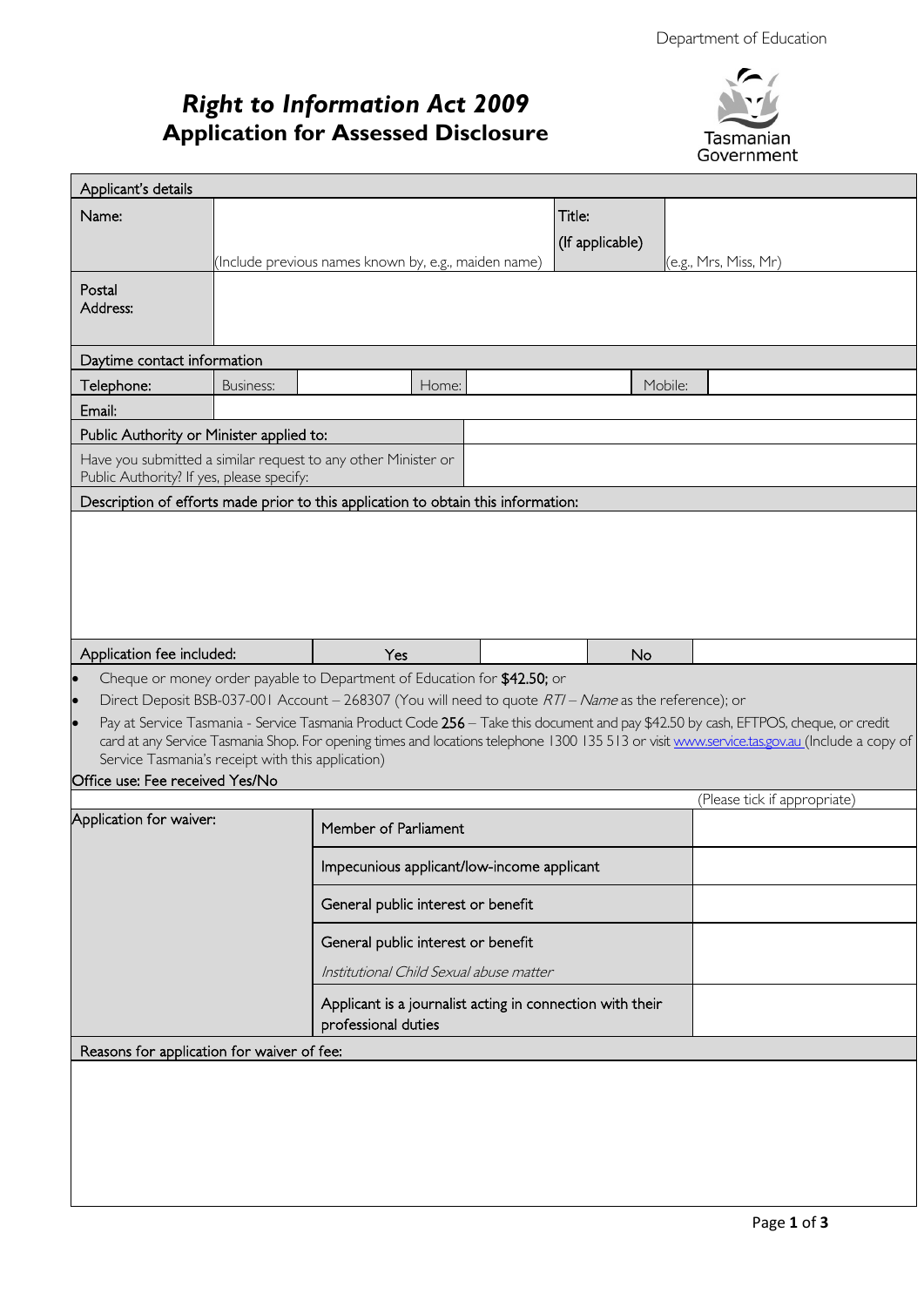Department of Education

# *Right to Information Act 2009*
## Application for Assessed Disclosure

Tasmanian Government

| Applicant's details | | | |
|---|---|---|---|
| Name: | (Include previous names known by, e.g., maiden name) | Title: (If applicable) | (e.g., Mrs, Miss, Mr) |
| Postal Address: | | | |

| Daytime contact information | | | | | |
|---|---|---|---|---|---|
| Telephone: | Business: | | Home: | Mobile: | |
| Email: | | | | | |

| Public Authority or Minister applied to: | |
|---|---|
| Have you submitted a similar request to any other Minister or Public Authority? If yes, please specify: | |

**Description of efforts made prior to this application to obtain this information:**

| Application fee included: | Yes | | No | |
|---|---|---|---|---|

- Cheque or money order payable to Department of Education for **$42.50**; or
- Direct Deposit BSB-037-001 Account – 268307 (You will need to quote *RTI – Name* as the reference); or
- Pay at Service Tasmania - Service Tasmania Product Code **256** – Take this document and pay $42.50 by cash, EFTPOS, cheque, or credit card at any Service Tasmania Shop. For opening times and locations telephone 1300 135 513 or visit www.service.tas.gov.au (Include a copy of Service Tasmania's receipt with this application)

Office use: Fee received Yes/No

| Application for waiver: | | (Please tick if appropriate) |
|---|---|---|
| | Member of Parliament | |
| | Impecunious applicant/low-income applicant | |
| | General public interest or benefit | |
| | General public interest or benefit *Institutional Child Sexual abuse matter* | |
| | Applicant is a journalist acting in connection with their professional duties | |

**Reasons for application for waiver of fee:**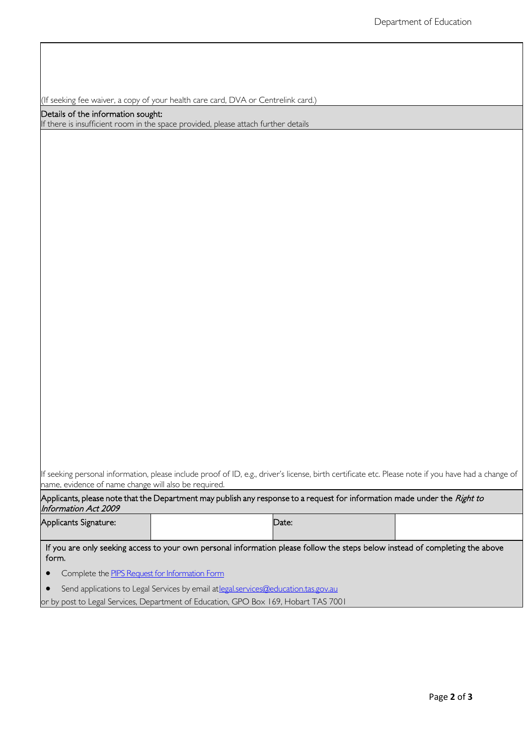(If seeking fee waiver, a copy of your health care card, DVA or Centrelink card.)

Details of the information sought:
If there is insufficient room in the space provided, please attach further details

If seeking personal information, please include proof of ID, e.g., driver's license, birth certificate etc. Please note if you have had a change of name, evidence of name change will also be required.

Applicants, please note that the Department may publish any response to a request for information made under the *Right to Information Act 2009*

| Applicants Signature: | | Date: | |
|---|---|---|---|

If you are only seeking access to your own personal information please follow the steps below instead of completing the above form.

- Complete the [PIPS Request for Information Form]
- Send applications to Legal Services by email at legal.services@education.tas.gov.au

or by post to Legal Services, Department of Education, GPO Box 169, Hobart TAS 7001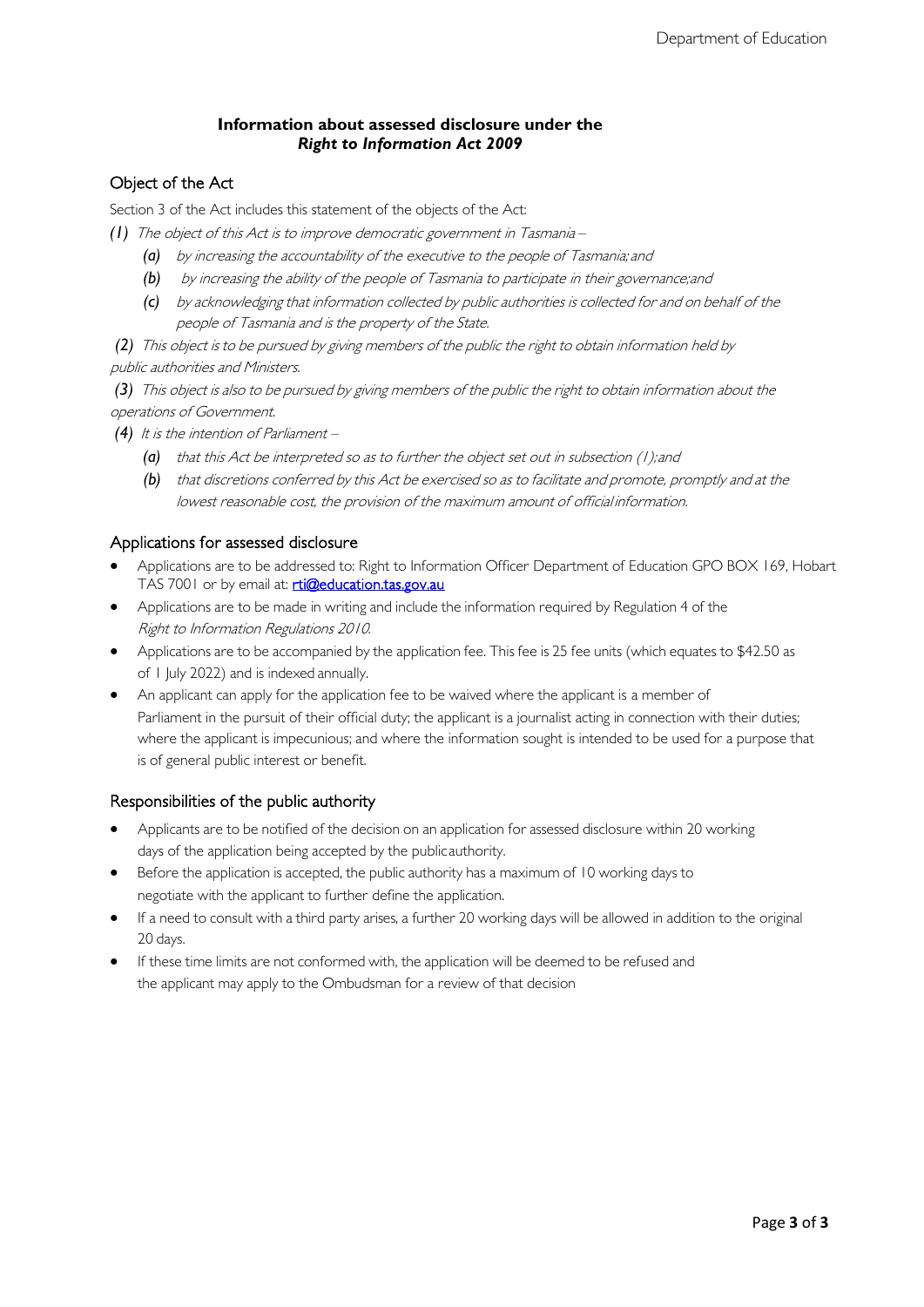## Information about assessed disclosure under the *Right to Information Act 2009*

### Object of the Act

Section 3 of the Act includes this statement of the objects of the Act:

*(1) The object of this Act is to improve democratic government in Tasmania –*

> *(a) by increasing the accountability of the executive to the people of Tasmania; and*
>
> *(b) by increasing the ability of the people of Tasmania to participate in their governance; and*
>
> *(c) by acknowledging that information collected by public authorities is collected for and on behalf of the people of Tasmania and is the property of the State.*

*(2) This object is to be pursued by giving members of the public the right to obtain information held by public authorities and Ministers.*

*(3) This object is also to be pursued by giving members of the public the right to obtain information about the operations of Government.*

*(4) It is the intention of Parliament –*

> *(a) that this Act be interpreted so as to further the object set out in subsection (1); and*
>
> *(b) that discretions conferred by this Act be exercised so as to facilitate and promote, promptly and at the lowest reasonable cost, the provision of the maximum amount of official information.*

### Applications for assessed disclosure

- Applications are to be addressed to: Right to Information Officer Department of Education GPO BOX 169, Hobart TAS 7001 or by email at: rti@education.tas.gov.au
- Applications are to be made in writing and include the information required by Regulation 4 of the *Right to Information Regulations 2010*.
- Applications are to be accompanied by the application fee. This fee is 25 fee units (which equates to $42.50 as of 1 July 2022) and is indexed annually.
- An applicant can apply for the application fee to be waived where the applicant is a member of Parliament in the pursuit of their official duty; the applicant is a journalist acting in connection with their duties; where the applicant is impecunious; and where the information sought is intended to be used for a purpose that is of general public interest or benefit.

### Responsibilities of the public authority

- Applicants are to be notified of the decision on an application for assessed disclosure within 20 working days of the application being accepted by the public authority.
- Before the application is accepted, the public authority has a maximum of 10 working days to negotiate with the applicant to further define the application.
- If a need to consult with a third party arises, a further 20 working days will be allowed in addition to the original 20 days.
- If these time limits are not conformed with, the application will be deemed to be refused and the applicant may apply to the Ombudsman for a review of that decision